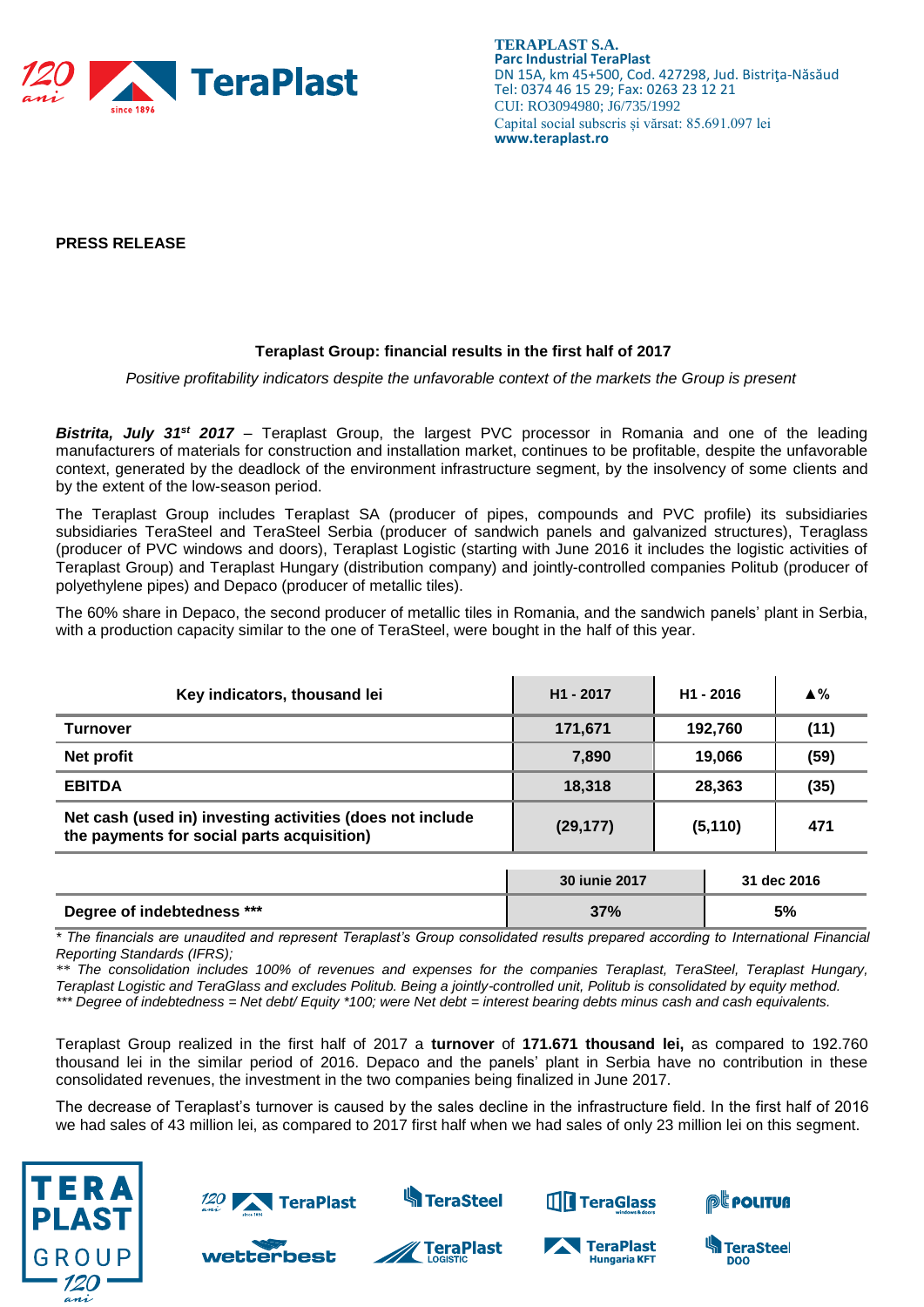TERAPLAST S.A.
Parc Industrial TeraPlast
DN 15A, km 45+500, Cod. 427298, Jud. Bistriţa-Năsăud
Tel: 0374 46 15 29; Fax: 0263 23 12 21
CUI: RO3094980; J6/735/1992
Capital social subscris şi vărsat: 85.691.097 lei
www.teraplast.ro

**PRESS RELEASE**

### Teraplast Group: financial results in the first half of 2017

*Positive profitability indicators despite the unfavorable context of the markets the Group is present*

***Bistrita, July 31st 2017*** – Teraplast Group, the largest PVC processor in Romania and one of the leading manufacturers of materials for construction and installation market, continues to be profitable, despite the unfavorable context, generated by the deadlock of the environment infrastructure segment, by the insolvency of some clients and by the extent of the low-season period.

The Teraplast Group includes Teraplast SA (producer of pipes, compounds and PVC profile) its subsidiaries subsidiaries TeraSteel and TeraSteel Serbia (producer of sandwich panels and galvanized structures), Teraglass (producer of PVC windows and doors), Teraplast Logistic (starting with June 2016 it includes the logistic activities of Teraplast Group) and Teraplast Hungary (distribution company) and jointly-controlled companies Politub (producer of polyethylene pipes) and Depaco (producer of metallic tiles).

The 60% share in Depaco, the second producer of metallic tiles in Romania, and the sandwich panels' plant in Serbia, with a production capacity similar to the one of TeraSteel, were bought in the half of this year.

| Key indicators, thousand lei | H1 - 2017 | H1 - 2016 | ▲% |
|---|---|---|---|
| **Turnover** | **171,671** | **192,760** | **(11)** |
| **Net profit** | **7,890** | **19,066** | **(59)** |
| **EBITDA** | **18,318** | **28,363** | **(35)** |
| **Net cash (used in) investing activities (does not include the payments for social parts acquisition)** | **(29,177)** | **(5,110)** | **471** |

| | 30 iunie 2017 | 31 dec 2016 |
|---|---|---|
| **Degree of indebtedness \*\*\*** | **37%** | **5%** |

*\* The financials are unaudited and represent Teraplast's Group consolidated results prepared according to International Financial Reporting Standards (IFRS);*
*\*\* The consolidation includes 100% of revenues and expenses for the companies Teraplast, TeraSteel, Teraplast Hungary, Teraplast Logistic and TeraGlass and excludes Politub. Being a jointly-controlled unit, Politub is consolidated by equity method.*
*\*\*\* Degree of indebtedness = Net debt/ Equity \*100; were Net debt = interest bearing debts minus cash and cash equivalents.*

Teraplast Group realized in the first half of 2017 a **turnover** of **171.671 thousand lei,** as compared to 192.760 thousand lei in the similar period of 2016. Depaco and the panels' plant in Serbia have no contribution in these consolidated revenues, the investment in the two companies being finalized in June 2017.

The decrease of Teraplast's turnover is caused by the sales decline in the infrastructure field. In the first half of 2016 we had sales of 43 million lei, as compared to 2017 first half when we had sales of only 23 million lei on this segment.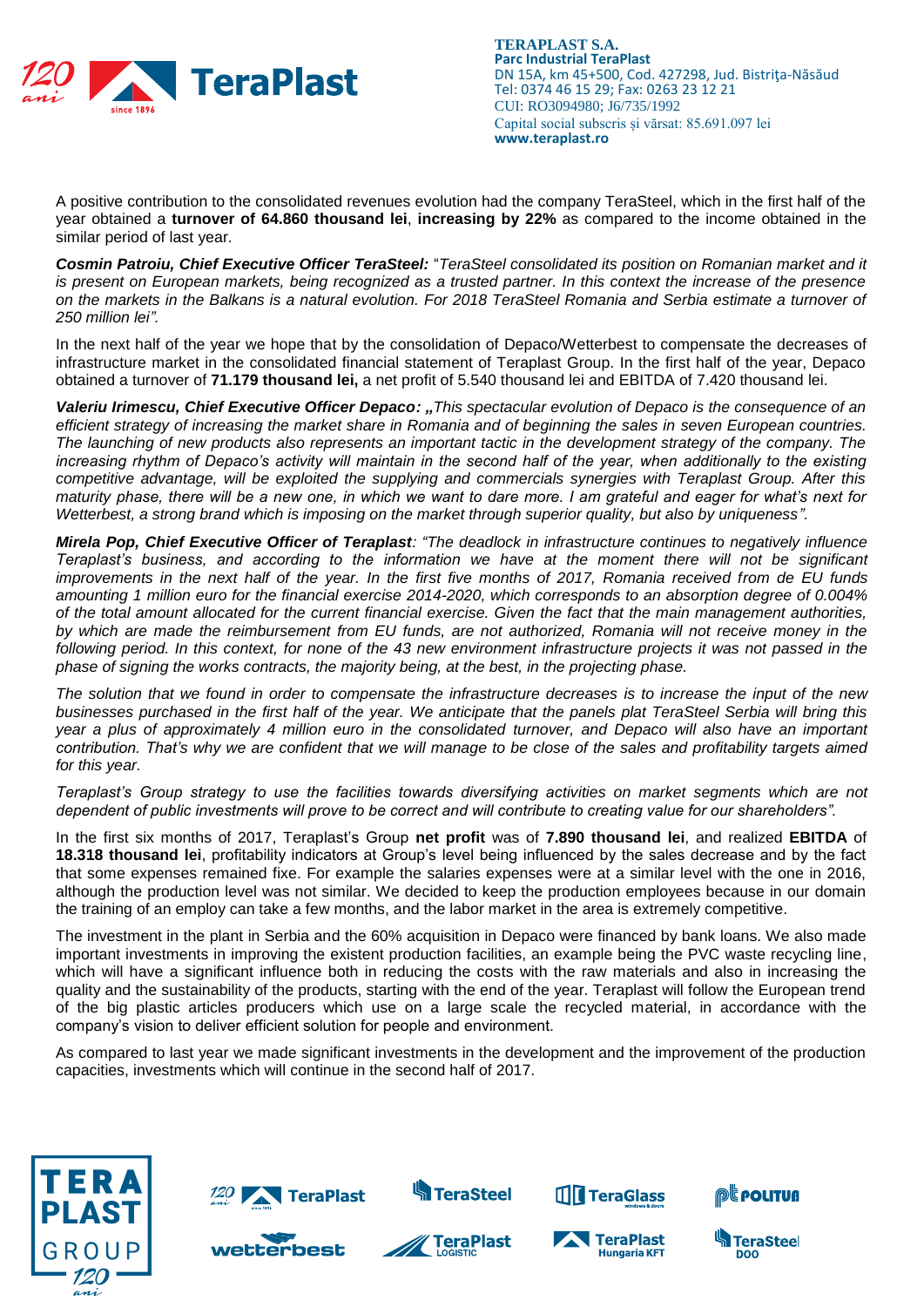A positive contribution to the consolidated revenues evolution had the company TeraSteel, which in the first half of the year obtained a **turnover of 64.860 thousand lei**, **increasing by 22%** as compared to the income obtained in the similar period of last year.

***Cosmin Patroiu, Chief Executive Officer TeraSteel:*** "*TeraSteel consolidated its position on Romanian market and it is present on European markets, being recognized as a trusted partner. In this context the increase of the presence on the markets in the Balkans is a natural evolution. For 2018 TeraSteel Romania and Serbia estimate a turnover of 250 million lei".*

In the next half of the year we hope that by the consolidation of Depaco/Wetterbest to compensate the decreases of infrastructure market in the consolidated financial statement of Teraplast Group. In the first half of the year, Depaco obtained a turnover of **71.179 thousand lei,** a net profit of 5.540 thousand lei and EBITDA of 7.420 thousand lei.

***Valeriu Irimescu, Chief Executive Officer Depaco:*** *„This spectacular evolution of Depaco is the consequence of an efficient strategy of increasing the market share in Romania and of beginning the sales in seven European countries. The launching of new products also represents an important tactic in the development strategy of the company. The increasing rhythm of Depaco's activity will maintain in the second half of the year, when additionally to the existing competitive advantage, will be exploited the supplying and commercials synergies with Teraplast Group. After this maturity phase, there will be a new one, in which we want to dare more. I am grateful and eager for what's next for Wetterbest, a strong brand which is imposing on the market through superior quality, but also by uniqueness".*

***Mirela Pop, Chief Executive Officer of Teraplast****: "The deadlock in infrastructure continues to negatively influence Teraplast's business, and according to the information we have at the moment there will not be significant improvements in the next half of the year. In the first five months of 2017, Romania received from de EU funds amounting 1 million euro for the financial exercise 2014-2020, which corresponds to an absorption degree of 0.004% of the total amount allocated for the current financial exercise. Given the fact that the main management authorities, by which are made the reimbursement from EU funds, are not authorized, Romania will not receive money in the following period. In this context, for none of the 43 new environment infrastructure projects it was not passed in the phase of signing the works contracts, the majority being, at the best, in the projecting phase.*

*The solution that we found in order to compensate the infrastructure decreases is to increase the input of the new businesses purchased in the first half of the year. We anticipate that the panels plat TeraSteel Serbia will bring this year a plus of approximately 4 million euro in the consolidated turnover, and Depaco will also have an important contribution. That's why we are confident that we will manage to be close of the sales and profitability targets aimed for this year.*

*Teraplast's Group strategy to use the facilities towards diversifying activities on market segments which are not dependent of public investments will prove to be correct and will contribute to creating value for our shareholders".*

In the first six months of 2017, Teraplast's Group **net profit** was of **7.890 thousand lei**, and realized **EBITDA** of **18.318 thousand lei**, profitability indicators at Group's level being influenced by the sales decrease and by the fact that some expenses remained fixe. For example the salaries expenses were at a similar level with the one in 2016, although the production level was not similar. We decided to keep the production employees because in our domain the training of an employ can take a few months, and the labor market in the area is extremely competitive.

The investment in the plant in Serbia and the 60% acquisition in Depaco were financed by bank loans. We also made important investments in improving the existent production facilities, an example being the PVC waste recycling line, which will have a significant influence both in reducing the costs with the raw materials and also in increasing the quality and the sustainability of the products, starting with the end of the year. Teraplast will follow the European trend of the big plastic articles producers which use on a large scale the recycled material, in accordance with the company's vision to deliver efficient solution for people and environment.

As compared to last year we made significant investments in the development and the improvement of the production capacities, investments which will continue in the second half of 2017.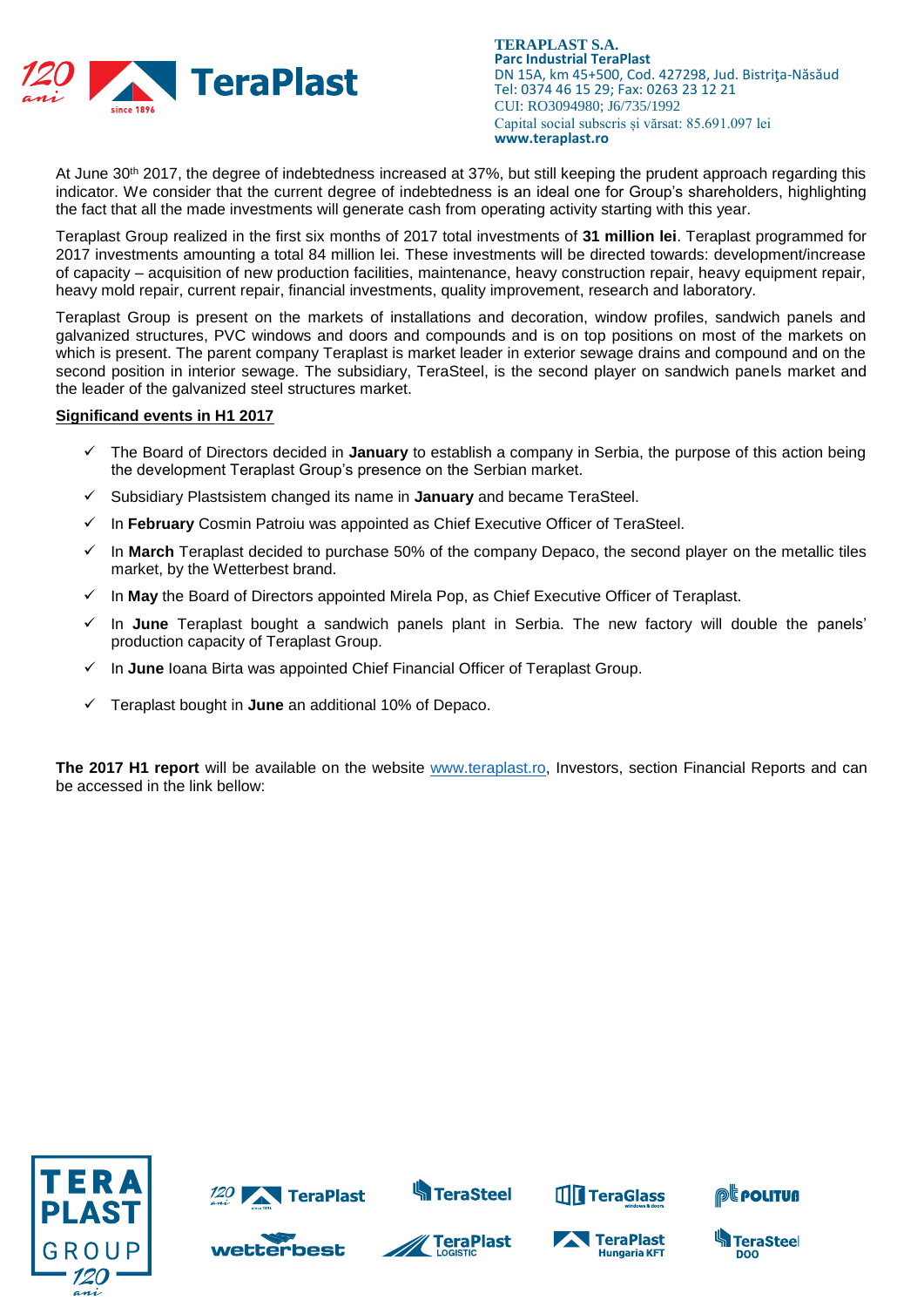At June 30th 2017, the degree of indebtedness increased at 37%, but still keeping the prudent approach regarding this indicator. We consider that the current degree of indebtedness is an ideal one for Group's shareholders, highlighting the fact that all the made investments will generate cash from operating activity starting with this year.

Teraplast Group realized in the first six months of 2017 total investments of **31 million lei**. Teraplast programmed for 2017 investments amounting a total 84 million lei. These investments will be directed towards: development/increase of capacity – acquisition of new production facilities, maintenance, heavy construction repair, heavy equipment repair, heavy mold repair, current repair, financial investments, quality improvement, research and laboratory.

Teraplast Group is present on the markets of installations and decoration, window profiles, sandwich panels and galvanized structures, PVC windows and doors and compounds and is on top positions on most of the markets on which is present. The parent company Teraplast is market leader in exterior sewage drains and compound and on the second position in interior sewage. The subsidiary, TeraSteel, is the second player on sandwich panels market and the leader of the galvanized steel structures market.

**Significand events in H1 2017**

- ✓ The Board of Directors decided in **January** to establish a company in Serbia, the purpose of this action being the development Teraplast Group's presence on the Serbian market.
- ✓ Subsidiary Plastsistem changed its name in **January** and became TeraSteel.
- ✓ In **February** Cosmin Patroiu was appointed as Chief Executive Officer of TeraSteel.
- ✓ In **March** Teraplast decided to purchase 50% of the company Depaco, the second player on the metallic tiles market, by the Wetterbest brand.
- ✓ In **May** the Board of Directors appointed Mirela Pop, as Chief Executive Officer of Teraplast.
- ✓ In **June** Teraplast bought a sandwich panels plant in Serbia. The new factory will double the panels' production capacity of Teraplast Group.
- ✓ In **June** Ioana Birta was appointed Chief Financial Officer of Teraplast Group.
- ✓ Teraplast bought in **June** an additional 10% of Depaco.

**The 2017 H1 report** will be available on the website www.teraplast.ro, Investors, section Financial Reports and can be accessed in the link bellow: